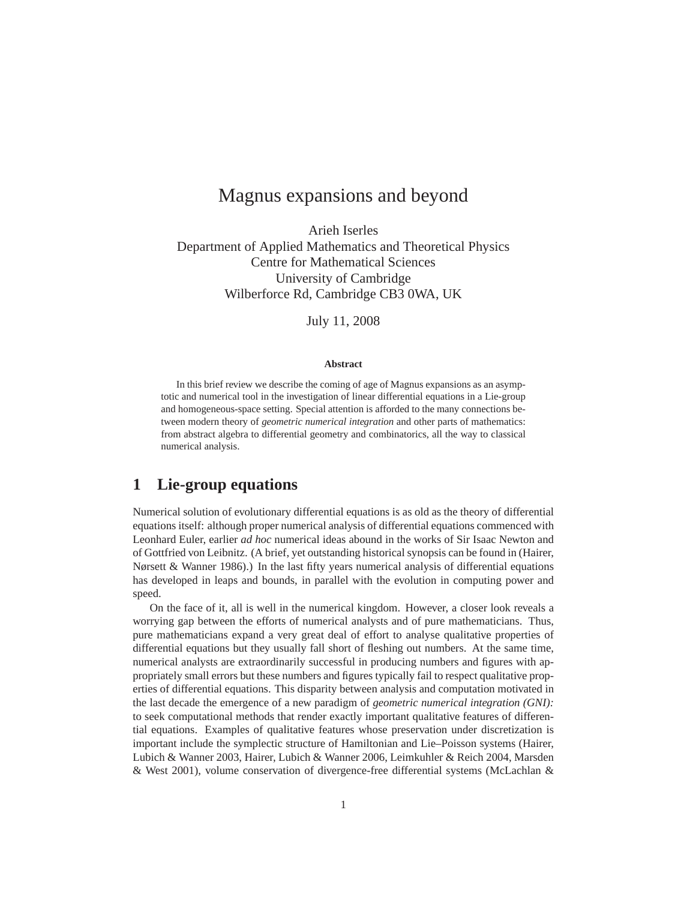# Magnus expansions and beyond

Arieh Iserles
Department of Applied Mathematics and Theoretical Physics
Centre for Mathematical Sciences
University of Cambridge
Wilberforce Rd, Cambridge CB3 0WA, UK

July 11, 2008

**Abstract**

In this brief review we describe the coming of age of Magnus expansions as an asymptotic and numerical tool in the investigation of linear differential equations in a Lie-group and homogeneous-space setting. Special attention is afforded to the many connections between modern theory of *geometric numerical integration* and other parts of mathematics: from abstract algebra to differential geometry and combinatorics, all the way to classical numerical analysis.

## 1 Lie-group equations

Numerical solution of evolutionary differential equations is as old as the theory of differential equations itself: although proper numerical analysis of differential equations commenced with Leonhard Euler, earlier *ad hoc* numerical ideas abound in the works of Sir Isaac Newton and of Gottfried von Leibnitz. (A brief, yet outstanding historical synopsis can be found in (Hairer, Nørsett & Wanner 1986).) In the last fifty years numerical analysis of differential equations has developed in leaps and bounds, in parallel with the evolution in computing power and speed.

On the face of it, all is well in the numerical kingdom. However, a closer look reveals a worrying gap between the efforts of numerical analysts and of pure mathematicians. Thus, pure mathematicians expand a very great deal of effort to analyse qualitative properties of differential equations but they usually fall short of fleshing out numbers. At the same time, numerical analysts are extraordinarily successful in producing numbers and figures with appropriately small errors but these numbers and figures typically fail to respect qualitative properties of differential equations. This disparity between analysis and computation motivated in the last decade the emergence of a new paradigm of *geometric numerical integration (GNI):* to seek computational methods that render exactly important qualitative features of differential equations. Examples of qualitative features whose preservation under discretization is important include the symplectic structure of Hamiltonian and Lie–Poisson systems (Hairer, Lubich & Wanner 2003, Hairer, Lubich & Wanner 2006, Leimkuhler & Reich 2004, Marsden & West 2001), volume conservation of divergence-free differential systems (McLachlan &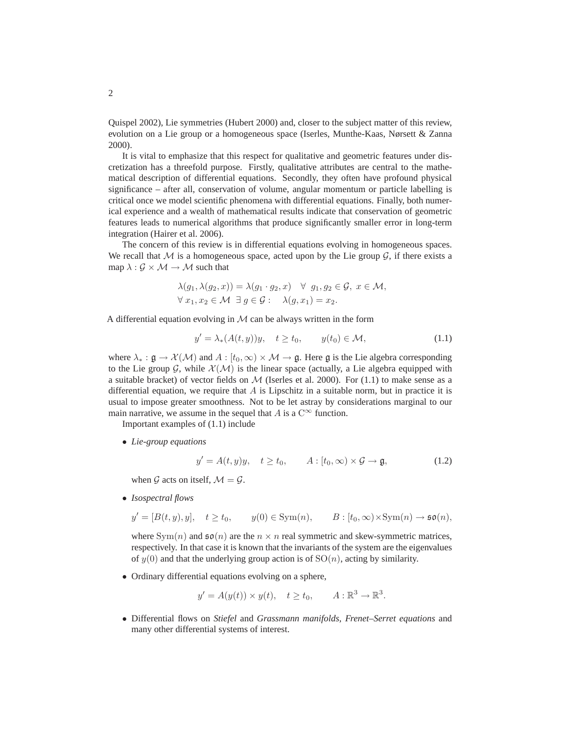Quispel 2002), Lie symmetries (Hubert 2000) and, closer to the subject matter of this review, evolution on a Lie group or a homogeneous space (Iserles, Munthe-Kaas, Nørsett & Zanna 2000).

It is vital to emphasize that this respect for qualitative and geometric features under discretization has a threefold purpose. Firstly, qualitative attributes are central to the mathematical description of differential equations. Secondly, they often have profound physical significance – after all, conservation of volume, angular momentum or particle labelling is critical once we model scientific phenomena with differential equations. Finally, both numerical experience and a wealth of mathematical results indicate that conservation of geometric features leads to numerical algorithms that produce significantly smaller error in long-term integration (Hairer et al. 2006).

The concern of this review is in differential equations evolving in homogeneous spaces. We recall that $\mathcal{M}$ is a homogeneous space, acted upon by the Lie group $\mathcal{G}$, if there exists a map $\lambda : \mathcal{G} \times \mathcal{M} \to \mathcal{M}$ such that

$$
\begin{aligned}
&\lambda(g_1, \lambda(g_2, x)) = \lambda(g_1 \cdot g_2, x) \quad \forall \;\; g_1, g_2 \in \mathcal{G}, \; x \in \mathcal{M}, \\
&\forall \; x_1, x_2 \in \mathcal{M} \;\; \exists \, g \in \mathcal{G} : \quad \lambda(g, x_1) = x_2.
\end{aligned}
$$

A differential equation evolving in $\mathcal{M}$ can be always written in the form

$$
y' = \lambda_*(A(t, y))y, \quad t \geq t_0, \qquad y(t_0) \in \mathcal{M}, \tag{1.1}
$$

where $\lambda_* : \mathfrak{g} \to \mathcal{X}(\mathcal{M})$ and $A : [t_0, \infty) \times \mathcal{M} \to \mathfrak{g}$. Here $\mathfrak{g}$ is the Lie algebra corresponding to the Lie group $\mathcal{G}$, while $\mathcal{X}(\mathcal{M})$ is the linear space (actually, a Lie algebra equipped with a suitable bracket) of vector fields on $\mathcal{M}$ (Iserles et al. 2000). For (1.1) to make sense as a differential equation, we require that $A$ is Lipschitz in a suitable norm, but in practice it is usual to impose greater smoothness. Not to be let astray by considerations marginal to our main narrative, we assume in the sequel that $A$ is a $\mathrm{C}^\infty$ function.

Important examples of (1.1) include

- *Lie-group equations*

$$
y' = A(t, y)y, \quad t \geq t_0, \qquad A : [t_0, \infty) \times \mathcal{G} \to \mathfrak{g}, \tag{1.2}
$$

  when $\mathcal{G}$ acts on itself, $\mathcal{M} = \mathcal{G}$.

- *Isospectral flows*

$$
y' = [B(t, y), y], \quad t \geq t_0, \qquad y(0) \in \mathrm{Sym}(n), \qquad B : [t_0, \infty) \times \mathrm{Sym}(n) \to \mathfrak{so}(n),
$$

  where $\mathrm{Sym}(n)$ and $\mathfrak{so}(n)$ are the $n \times n$ real symmetric and skew-symmetric matrices, respectively. In that case it is known that the invariants of the system are the eigenvalues of $y(0)$ and that the underlying group action is of $\mathrm{SO}(n)$, acting by similarity.

- Ordinary differential equations evolving on a sphere,

$$
y' = A(y(t)) \times y(t), \quad t \geq t_0, \qquad A : \mathbb{R}^3 \to \mathbb{R}^3.
$$

- Differential flows on *Stiefel* and *Grassmann manifolds, Frenet–Serret equations* and many other differential systems of interest.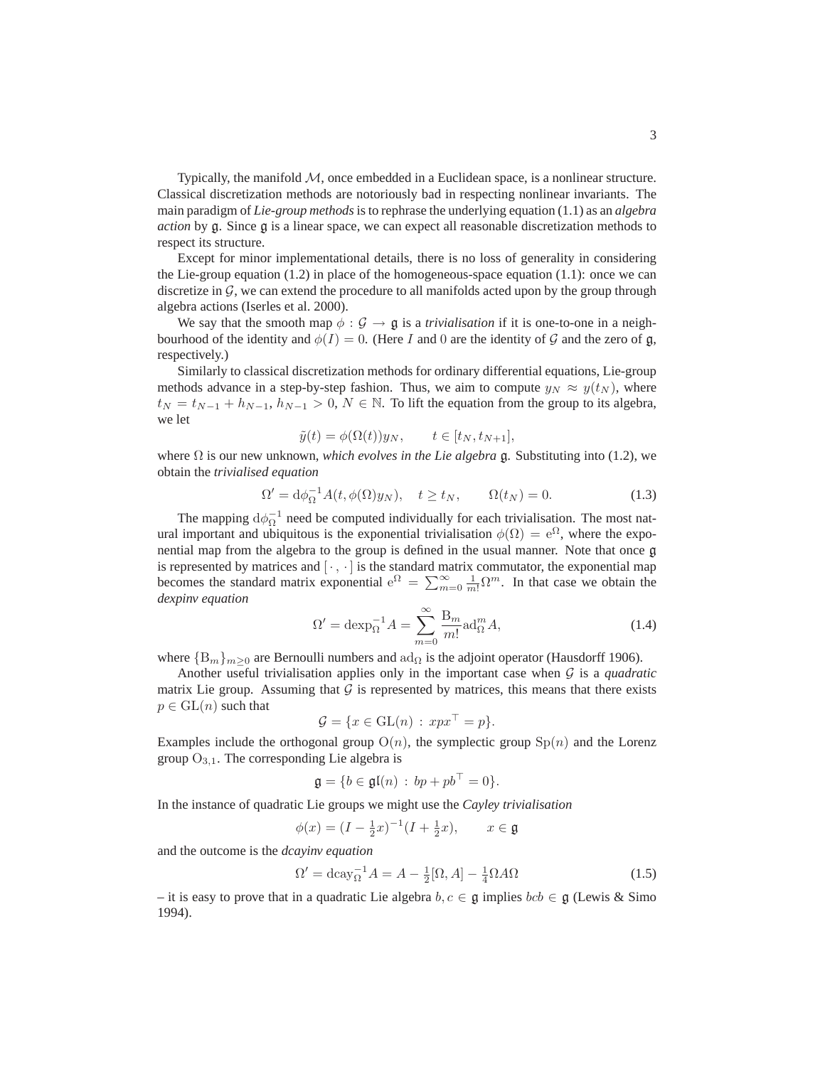Typically, the manifold $\mathcal{M}$, once embedded in a Euclidean space, is a nonlinear structure. Classical discretization methods are notoriously bad in respecting nonlinear invariants. The main paradigm of *Lie-group methods* is to rephrase the underlying equation (1.1) as an *algebra action* by $\mathfrak{g}$. Since $\mathfrak{g}$ is a linear space, we can expect all reasonable discretization methods to respect its structure.

Except for minor implementational details, there is no loss of generality in considering the Lie-group equation (1.2) in place of the homogeneous-space equation (1.1): once we can discretize in $\mathcal{G}$, we can extend the procedure to all manifolds acted upon by the group through algebra actions (Iserles et al. 2000).

We say that the smooth map $\phi : \mathcal{G} \to \mathfrak{g}$ is a *trivialisation* if it is one-to-one in a neighbourhood of the identity and $\phi(I) = 0$. (Here $I$ and $0$ are the identity of $\mathcal{G}$ and the zero of $\mathfrak{g}$, respectively.)

Similarly to classical discretization methods for ordinary differential equations, Lie-group methods advance in a step-by-step fashion. Thus, we aim to compute $y_N \approx y(t_N)$, where $t_N = t_{N-1} + h_{N-1}$, $h_{N-1} > 0$, $N \in \mathbb{N}$. To lift the equation from the group to its algebra, we let

$$\tilde{y}(t) = \phi(\Omega(t)) y_N, \qquad t \in [t_N, t_{N+1}],$$

where $\Omega$ is our new unknown, *which evolves in the Lie algebra* $\mathfrak{g}$. Substituting into (1.2), we obtain the *trivialised equation*

$$\Omega' = \mathrm{d}\phi_\Omega^{-1} A(t, \phi(\Omega) y_N), \quad t \geq t_N, \qquad \Omega(t_N) = 0. \tag{1.3}$$

The mapping $\mathrm{d}\phi_\Omega^{-1}$ need be computed individually for each trivialisation. The most natural important and ubiquitous is the exponential trivialisation $\phi(\Omega) = \mathrm{e}^\Omega$, where the exponential map from the algebra to the group is defined in the usual manner. Note that once $\mathfrak{g}$ is represented by matrices and $[\,\cdot\,,\,\cdot\,]$ is the standard matrix commutator, the exponential map becomes the standard matrix exponential $\mathrm{e}^\Omega = \sum_{m=0}^\infty \frac{1}{m!}\Omega^m$. In that case we obtain the *dexpinv equation*

$$\Omega' = \mathrm{dexp}_\Omega^{-1} A = \sum_{m=0}^\infty \frac{\mathrm{B}_m}{m!} \mathrm{ad}_\Omega^m A, \tag{1.4}$$

where $\{\mathrm{B}_m\}_{m \geq 0}$ are Bernoulli numbers and $\mathrm{ad}_\Omega$ is the adjoint operator (Hausdorff 1906).

Another useful trivialisation applies only in the important case when $\mathcal{G}$ is a *quadratic* matrix Lie group. Assuming that $\mathcal{G}$ is represented by matrices, this means that there exists $p \in \mathrm{GL}(n)$ such that

$$\mathcal{G} = \{x \in \mathrm{GL}(n) \,:\, xpx^\top = p\}.$$

Examples include the orthogonal group $\mathrm{O}(n)$, the symplectic group $\mathrm{Sp}(n)$ and the Lorenz group $\mathrm{O}_{3,1}$. The corresponding Lie algebra is

$$\mathfrak{g} = \{b \in \mathfrak{gl}(n) \,:\, bp + pb^\top = 0\}.$$

In the instance of quadratic Lie groups we might use the *Cayley trivialisation*

$$\phi(x) = (I - \tfrac{1}{2}x)^{-1}(I + \tfrac{1}{2}x), \qquad x \in \mathfrak{g}$$

and the outcome is the *dcayinv equation*

$$\Omega' = \mathrm{dcay}_\Omega^{-1} A = A - \tfrac{1}{2}[\Omega, A] - \tfrac{1}{4}\Omega A \Omega \tag{1.5}$$

– it is easy to prove that in a quadratic Lie algebra $b, c \in \mathfrak{g}$ implies $bcb \in \mathfrak{g}$ (Lewis & Simo 1994).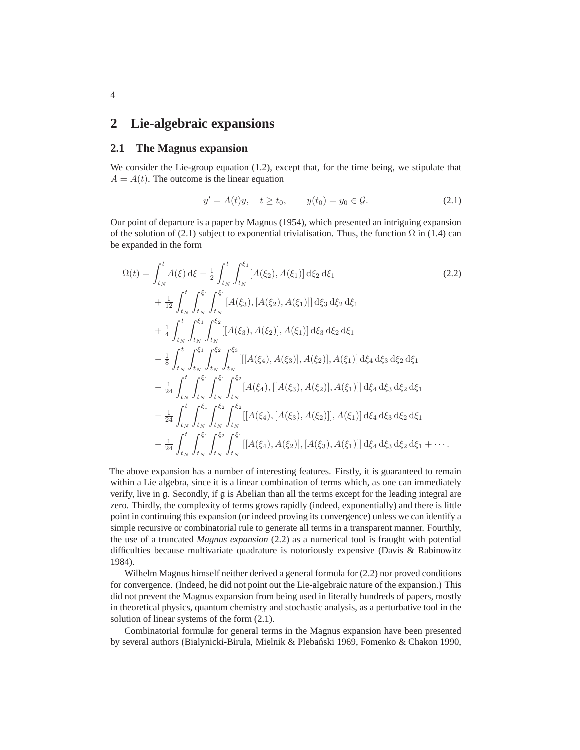# 2 Lie-algebraic expansions

## 2.1 The Magnus expansion

We consider the Lie-group equation (1.2), except that, for the time being, we stipulate that $A = A(t)$. The outcome is the linear equation

$$y' = A(t)y, \quad t \geq t_0, \qquad y(t_0) = y_0 \in \mathcal{G}. \tag{2.1}$$

Our point of departure is a paper by Magnus (1954), which presented an intriguing expansion of the solution of (2.1) subject to exponential trivialisation. Thus, the function $\Omega$ in (1.4) can be expanded in the form

$$\begin{aligned}
\Omega(t) = & \int_{t_N}^{t} A(\xi)\,\mathrm{d}\xi - \tfrac{1}{2}\int_{t_N}^{t}\int_{t_N}^{\xi_1}[A(\xi_2), A(\xi_1)]\,\mathrm{d}\xi_2\,\mathrm{d}\xi_1 \\
& + \tfrac{1}{12}\int_{t_N}^{t}\int_{t_N}^{\xi_1}\int_{t_N}^{\xi_1}[A(\xi_3), [A(\xi_2), A(\xi_1)]]\,\mathrm{d}\xi_3\,\mathrm{d}\xi_2\,\mathrm{d}\xi_1 \\
& + \tfrac{1}{4}\int_{t_N}^{t}\int_{t_N}^{\xi_1}\int_{t_N}^{\xi_2}[[A(\xi_3), A(\xi_2)], A(\xi_1)]\,\mathrm{d}\xi_3\,\mathrm{d}\xi_2\,\mathrm{d}\xi_1 \\
& - \tfrac{1}{8}\int_{t_N}^{t}\int_{t_N}^{\xi_1}\int_{t_N}^{\xi_2}\int_{t_N}^{\xi_3}[[[A(\xi_4), A(\xi_3)], A(\xi_2)], A(\xi_1)]\,\mathrm{d}\xi_4\,\mathrm{d}\xi_3\,\mathrm{d}\xi_2\,\mathrm{d}\xi_1 \\
& - \tfrac{1}{24}\int_{t_N}^{t}\int_{t_N}^{\xi_1}\int_{t_N}^{\xi_1}\int_{t_N}^{\xi_2}[A(\xi_4), [[A(\xi_3), A(\xi_2)], A(\xi_1)]]\,\mathrm{d}\xi_4\,\mathrm{d}\xi_3\,\mathrm{d}\xi_2\,\mathrm{d}\xi_1 \\
& - \tfrac{1}{24}\int_{t_N}^{t}\int_{t_N}^{\xi_1}\int_{t_N}^{\xi_2}\int_{t_N}^{\xi_2}[[A(\xi_4), [A(\xi_3), A(\xi_2)]], A(\xi_1)]\,\mathrm{d}\xi_4\,\mathrm{d}\xi_3\,\mathrm{d}\xi_2\,\mathrm{d}\xi_1 \\
& - \tfrac{1}{24}\int_{t_N}^{t}\int_{t_N}^{\xi_1}\int_{t_N}^{\xi_2}\int_{t_N}^{\xi_1}[[A(\xi_4), A(\xi_2)], [A(\xi_3), A(\xi_1)]]\,\mathrm{d}\xi_4\,\mathrm{d}\xi_3\,\mathrm{d}\xi_2\,\mathrm{d}\xi_1 + \cdots.
\end{aligned} \tag{2.2}$$

The above expansion has a number of interesting features. Firstly, it is guaranteed to remain within a Lie algebra, since it is a linear combination of terms which, as one can immediately verify, live in $\mathfrak{g}$. Secondly, if $\mathfrak{g}$ is Abelian than all the terms except for the leading integral are zero. Thirdly, the complexity of terms grows rapidly (indeed, exponentially) and there is little point in continuing this expansion (or indeed proving its convergence) unless we can identify a simple recursive or combinatorial rule to generate all terms in a transparent manner. Fourthly, the use of a truncated *Magnus expansion* (2.2) as a numerical tool is fraught with potential difficulties because multivariate quadrature is notoriously expensive (Davis & Rabinowitz 1984).

Wilhelm Magnus himself neither derived a general formula for (2.2) nor proved conditions for convergence. (Indeed, he did not point out the Lie-algebraic nature of the expansion.) This did not prevent the Magnus expansion from being used in literally hundreds of papers, mostly in theoretical physics, quantum chemistry and stochastic analysis, as a perturbative tool in the solution of linear systems of the form (2.1).

Combinatorial formulæ for general terms in the Magnus expansion have been presented by several authors (Bialynicki-Birula, Mielnik & Plebański 1969, Fomenko & Chakon 1990,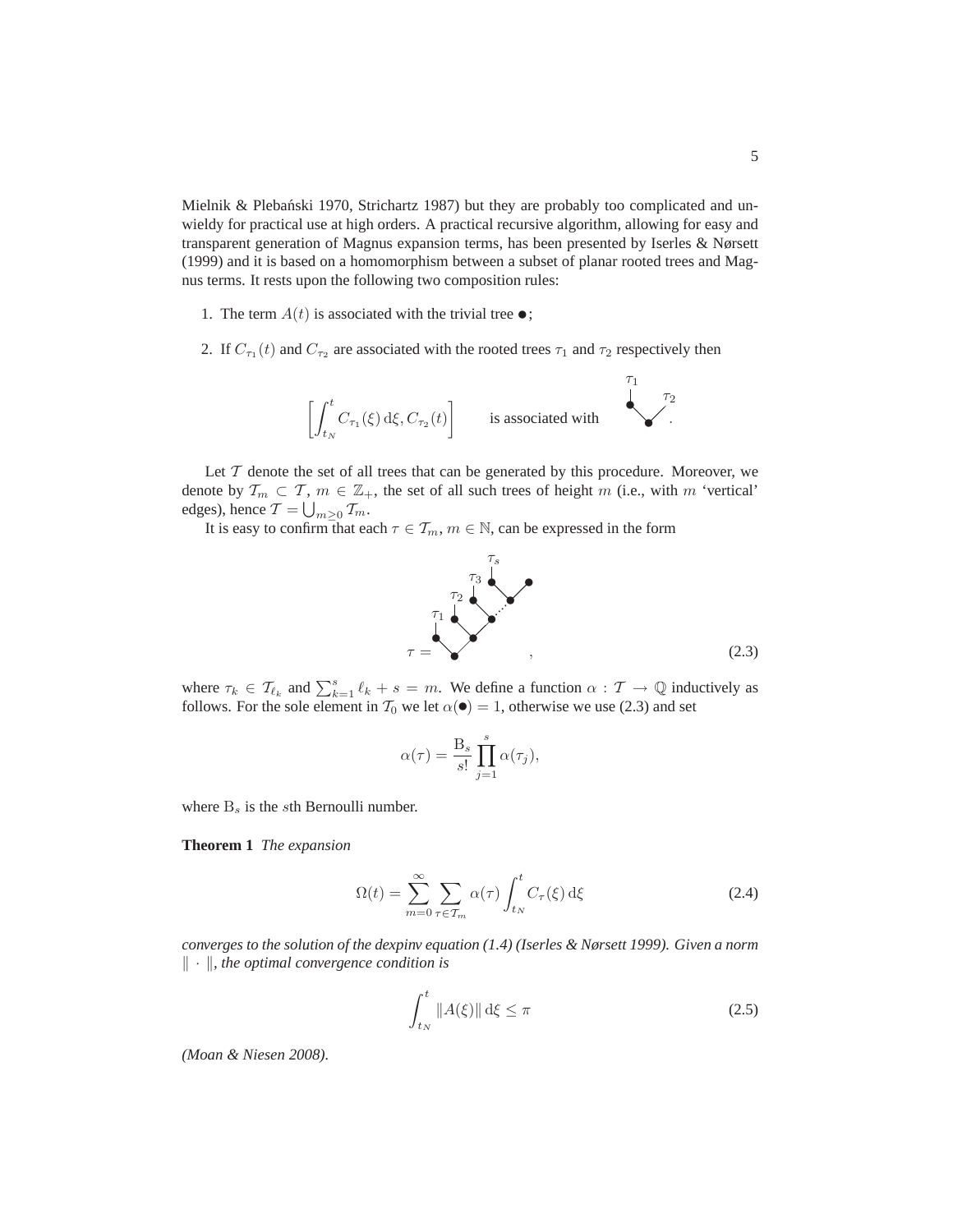Mielnik & Plebański 1970, Strichartz 1987) but they are probably too complicated and unwieldy for practical use at high orders. A practical recursive algorithm, allowing for easy and transparent generation of Magnus expansion terms, has been presented by Iserles & Nørsett (1999) and it is based on a homomorphism between a subset of planar rooted trees and Magnus terms. It rests upon the following two composition rules:

1. The term $A(t)$ is associated with the trivial tree $\bullet$;
2. If $C_{\tau_1}(t)$ and $C_{\tau_2}$ are associated with the rooted trees $\tau_1$ and $\tau_2$ respectively then

$$\left[\int_{t_N}^{t} C_{\tau_1}(\xi)\,\mathrm{d}\xi, C_{\tau_2}(t)\right] \qquad \text{is associated with}$$

Let $\mathcal{T}$ denote the set of all trees that can be generated by this procedure. Moreover, we denote by $\mathcal{T}_m \subset \mathcal{T}$, $m \in \mathbb{Z}_+$, the set of all such trees of height $m$ (i.e., with $m$ 'vertical' edges), hence $\mathcal{T} = \bigcup_{m\geq 0} \mathcal{T}_m$.

It is easy to confirm that each $\tau \in \mathcal{T}_m$, $m \in \mathbb{N}$, can be expressed in the form

$$\tau = \qquad , \tag{2.3}$$

where $\tau_k \in \mathcal{T}_{\ell_k}$ and $\sum_{k=1}^{s} \ell_k + s = m$. We define a function $\alpha : \mathcal{T} \to \mathbb{Q}$ inductively as follows. For the sole element in $\mathcal{T}_0$ we let $\alpha(\bullet) = 1$, otherwise we use (2.3) and set

$$\alpha(\tau) = \frac{\mathrm{B}_s}{s!} \prod_{j=1}^{s} \alpha(\tau_j),$$

where $\mathrm{B}_s$ is the $s$th Bernoulli number.

**Theorem 1** *The expansion*

$$\Omega(t) = \sum_{m=0}^{\infty} \sum_{\tau \in \mathcal{T}_m} \alpha(\tau) \int_{t_N}^{t} C_\tau(\xi)\,\mathrm{d}\xi \tag{2.4}$$

*converges to the solution of the dexpinv equation (1.4) (Iserles & Nørsett 1999). Given a norm $\|\cdot\|$, the optimal convergence condition is*

$$\int_{t_N}^{t} \|A(\xi)\|\,\mathrm{d}\xi \leq \pi \tag{2.5}$$

*(Moan & Niesen 2008).*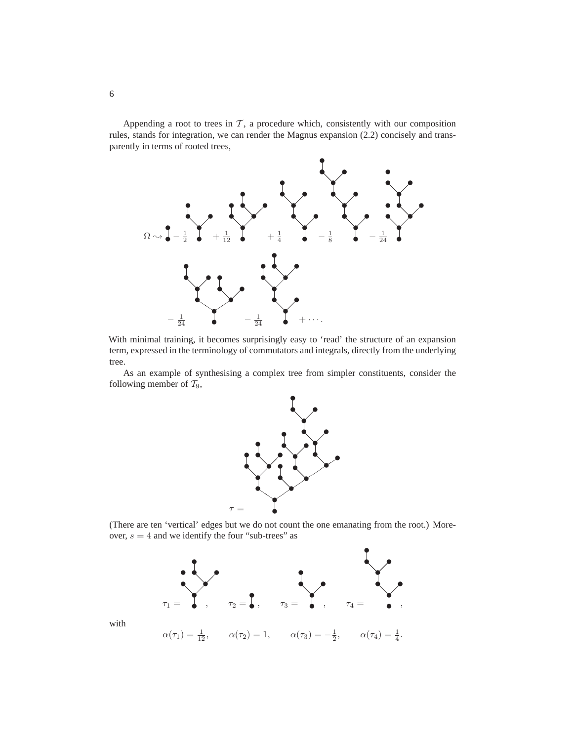Appending a root to trees in $\mathcal{T}$, a procedure which, consistently with our composition rules, stands for integration, we can render the Magnus expansion (2.2) concisely and transparently in terms of rooted trees,

$$\Omega \rightsquigarrow [\text{tree}] - \frac{1}{2}[\text{tree}] + \frac{1}{12}[\text{tree}] + \frac{1}{4}[\text{tree}] - \frac{1}{8}[\text{tree}] - \frac{1}{24}[\text{tree}]$$

$$- \frac{1}{24}[\text{tree}] - \frac{1}{24}[\text{tree}] + \cdots.$$

With minimal training, it becomes surprisingly easy to 'read' the structure of an expansion term, expressed in the terminology of commutators and integrals, directly from the underlying tree.

As an example of synthesising a complex tree from simpler constituents, consider the following member of $\mathcal{T}_9$,

$$\tau = [\text{tree}]$$

(There are ten 'vertical' edges but we do not count the one emanating from the root.) Moreover, $s = 4$ and we identify the four "sub-trees" as

$$\tau_1 = [\text{tree}], \qquad \tau_2 = [\text{tree}], \qquad \tau_3 = [\text{tree}], \qquad \tau_4 = [\text{tree}],$$

with

$$\alpha(\tau_1) = \frac{1}{12}, \qquad \alpha(\tau_2) = 1, \qquad \alpha(\tau_3) = -\frac{1}{2}, \qquad \alpha(\tau_4) = \frac{1}{4}.$$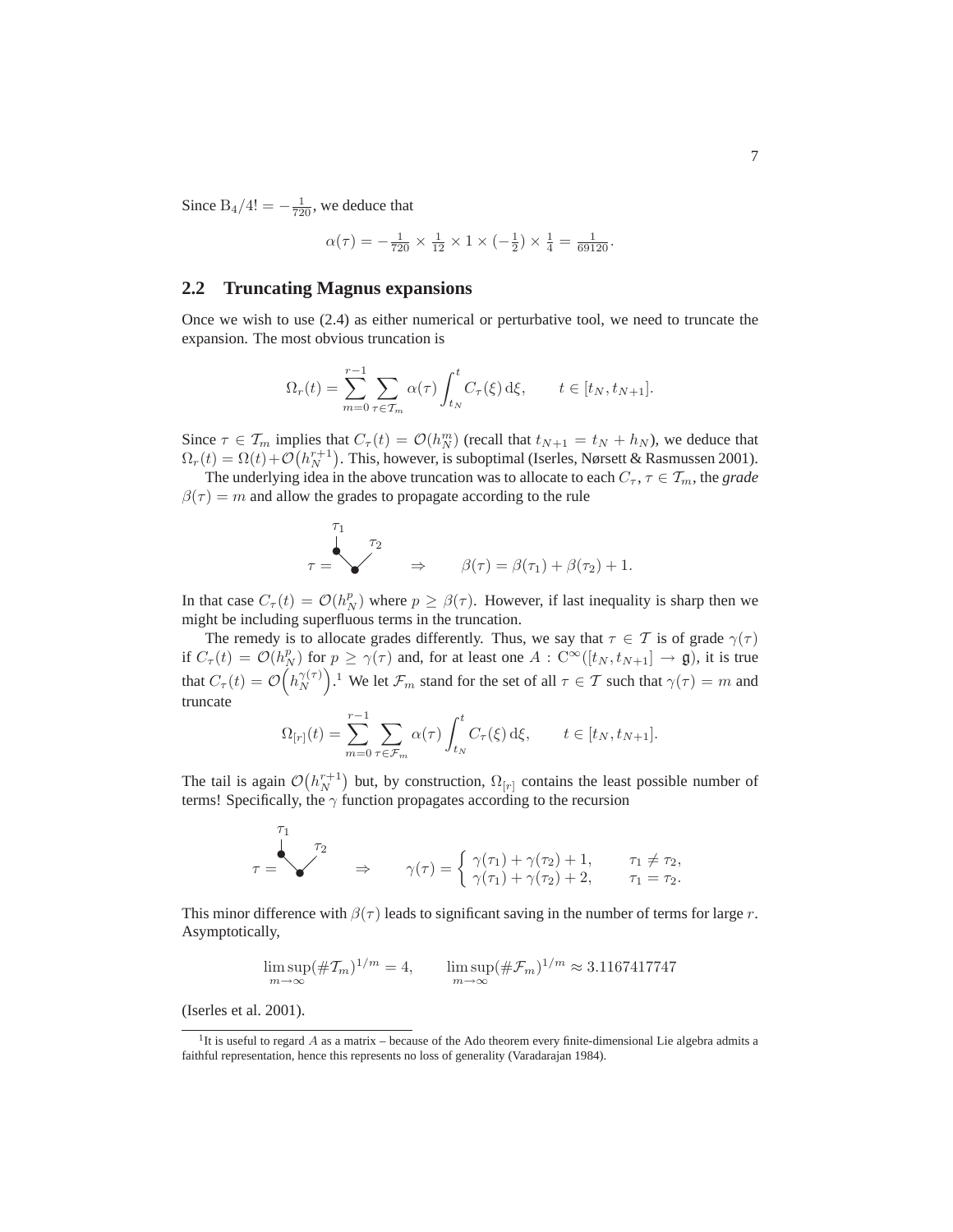Since $\mathrm{B}_4/4! = -\frac{1}{720}$, we deduce that

$$\alpha(\tau) = -\tfrac{1}{720} \times \tfrac{1}{12} \times 1 \times (-\tfrac{1}{2}) \times \tfrac{1}{4} = \tfrac{1}{69120}.$$

## 2.2 Truncating Magnus expansions

Once we wish to use (2.4) as either numerical or perturbative tool, we need to truncate the expansion. The most obvious truncation is

$$\Omega_r(t) = \sum_{m=0}^{r-1} \sum_{\tau \in \mathcal{T}_m} \alpha(\tau) \int_{t_N}^{t} C_\tau(\xi)\,\mathrm{d}\xi, \qquad t \in [t_N, t_{N+1}].$$

Since $\tau \in \mathcal{T}_m$ implies that $C_\tau(t) = \mathcal{O}(h_N^m)$ (recall that $t_{N+1} = t_N + h_N$), we deduce that $\Omega_r(t) = \Omega(t) + \mathcal{O}\big(h_N^{r+1}\big)$. This, however, is suboptimal (Iserles, Nørsett & Rasmussen 2001).

The underlying idea in the above truncation was to allocate to each $C_\tau$, $\tau \in \mathcal{T}_m$, the ***grade*** $\beta(\tau) = m$ and allow the grades to propagate according to the rule

$$\tau = \begin{array}{c}\tau_1 \\ \bullet \!\!\searrow\!\!\bullet\!\!\nearrow \tau_2\end{array} \qquad \Rightarrow \qquad \beta(\tau) = \beta(\tau_1) + \beta(\tau_2) + 1.$$

In that case $C_\tau(t) = \mathcal{O}(h_N^p)$ where $p \ge \beta(\tau)$. However, if last inequality is sharp then we might be including superfluous terms in the truncation.

The remedy is to allocate grades differently. Thus, we say that $\tau \in \mathcal{T}$ is of grade $\gamma(\tau)$ if $C_\tau(t) = \mathcal{O}(h_N^p)$ for $p \ge \gamma(\tau)$ and, for at least one $A : \mathrm{C}^\infty([t_N, t_{N+1}] \to \mathfrak{g})$, it is true that $C_\tau(t) = \mathcal{O}\Big(h_N^{\gamma(\tau)}\Big)$.[1] We let $\mathcal{F}_m$ stand for the set of all $\tau \in \mathcal{T}$ such that $\gamma(\tau) = m$ and truncate

$$\Omega_{[r]}(t) = \sum_{m=0}^{r-1} \sum_{\tau \in \mathcal{F}_m} \alpha(\tau) \int_{t_N}^{t} C_\tau(\xi)\,\mathrm{d}\xi, \qquad t \in [t_N, t_{N+1}].$$

The tail is again $\mathcal{O}\big(h_N^{r+1}\big)$ but, by construction, $\Omega_{[r]}$ contains the least possible number of terms! Specifically, the $\gamma$ function propagates according to the recursion

$$\tau = \begin{array}{c}\tau_1 \\ \bullet \!\!\searrow\!\!\bullet\!\!\nearrow \tau_2\end{array} \qquad \Rightarrow \qquad \gamma(\tau) = \begin{cases} \gamma(\tau_1) + \gamma(\tau_2) + 1, & \tau_1 \ne \tau_2, \\ \gamma(\tau_1) + \gamma(\tau_2) + 2, & \tau_1 = \tau_2. \end{cases}$$

This minor difference with $\beta(\tau)$ leads to significant saving in the number of terms for large $r$. Asymptotically,

$$\limsup_{m\to\infty} (\#\mathcal{T}_m)^{1/m} = 4, \qquad \limsup_{m\to\infty} (\#\mathcal{F}_m)^{1/m} \approx 3.1167417747$$

(Iserles et al. 2001).

[1] It is useful to regard $A$ as a matrix – because of the Ado theorem every finite-dimensional Lie algebra admits a faithful representation, hence this represents no loss of generality (Varadarajan 1984).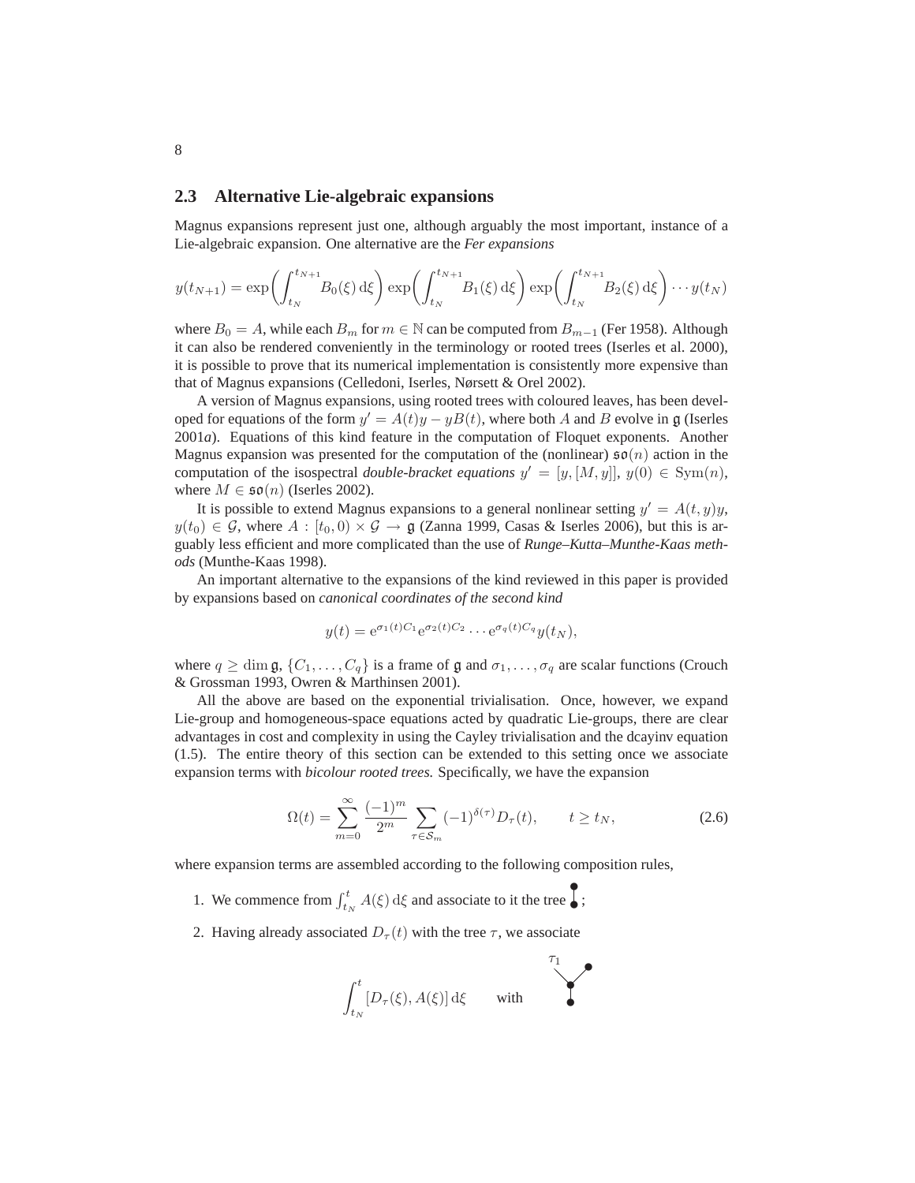## 2.3 Alternative Lie-algebraic expansions

Magnus expansions represent just one, although arguably the most important, instance of a Lie-algebraic expansion. One alternative are the *Fer expansions*

$$y(t_{N+1}) = \exp\left(\int_{t_N}^{t_{N+1}} B_0(\xi)\,\mathrm{d}\xi\right) \exp\left(\int_{t_N}^{t_{N+1}} B_1(\xi)\,\mathrm{d}\xi\right) \exp\left(\int_{t_N}^{t_{N+1}} B_2(\xi)\,\mathrm{d}\xi\right) \cdots y(t_N)$$

where $B_0 = A$, while each $B_m$ for $m \in \mathbb{N}$ can be computed from $B_{m-1}$ (Fer 1958). Although it can also be rendered conveniently in the terminology or rooted trees (Iserles et al. 2000), it is possible to prove that its numerical implementation is consistently more expensive than that of Magnus expansions (Celledoni, Iserles, Nørsett & Orel 2002).

A version of Magnus expansions, using rooted trees with coloured leaves, has been developed for equations of the form $y' = A(t)y - yB(t)$, where both $A$ and $B$ evolve in $\mathfrak{g}$ (Iserles 2001*a*). Equations of this kind feature in the computation of Floquet exponents. Another Magnus expansion was presented for the computation of the (nonlinear) $\mathfrak{so}(n)$ action in the computation of the isospectral *double-bracket equations* $y' = [y, [M, y]]$, $y(0) \in \mathrm{Sym}(n)$, where $M \in \mathfrak{so}(n)$ (Iserles 2002).

It is possible to extend Magnus expansions to a general nonlinear setting $y' = A(t, y)y$, $y(t_0) \in \mathcal{G}$, where $A : [t_0, 0) \times \mathcal{G} \to \mathfrak{g}$ (Zanna 1999, Casas & Iserles 2006), but this is arguably less efficient and more complicated than the use of *Runge–Kutta–Munthe-Kaas methods* (Munthe-Kaas 1998).

An important alternative to the expansions of the kind reviewed in this paper is provided by expansions based on *canonical coordinates of the second kind*

$$y(t) = \mathrm{e}^{\sigma_1(t)C_1}\mathrm{e}^{\sigma_2(t)C_2} \cdots \mathrm{e}^{\sigma_q(t)C_q} y(t_N),$$

where $q \geq \dim \mathfrak{g}$, $\{C_1, \ldots, C_q\}$ is a frame of $\mathfrak{g}$ and $\sigma_1, \ldots, \sigma_q$ are scalar functions (Crouch & Grossman 1993, Owren & Marthinsen 2001).

All the above are based on the exponential trivialisation. Once, however, we expand Lie-group and homogeneous-space equations acted by quadratic Lie-groups, there are clear advantages in cost and complexity in using the Cayley trivialisation and the dcayinv equation (1.5). The entire theory of this section can be extended to this setting once we associate expansion terms with *bicolour rooted trees.* Specifically, we have the expansion

$$\Omega(t) = \sum_{m=0}^{\infty} \frac{(-1)^m}{2^m} \sum_{\tau \in \mathcal{S}_m} (-1)^{\delta(\tau)} D_\tau(t), \qquad t \geq t_N, \tag{2.6}$$

where expansion terms are assembled according to the following composition rules,

1. We commence from $\int_{t_N}^{t} A(\xi)\,\mathrm{d}\xi$ and associate to it the tree (a single edge joining two vertices);
2. Having already associated $D_\tau(t)$ with the tree $\tau$, we associate

$$\int_{t_N}^{t} [D_\tau(\xi), A(\xi)]\,\mathrm{d}\xi \qquad \text{with}$$

the tree formed by grafting $\tau_1$ and a single leaf onto a common vertex above the root.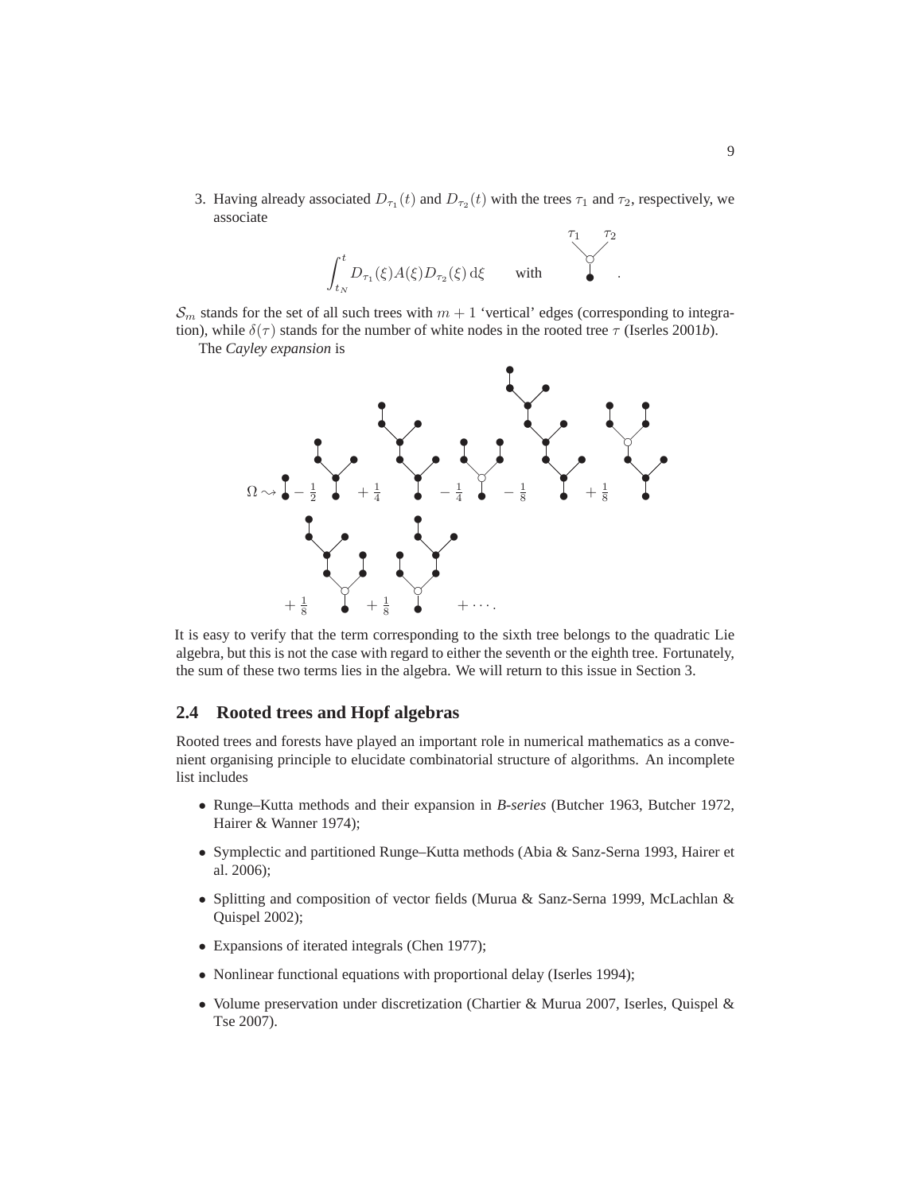3. Having already associated $D_{\tau_1}(t)$ and $D_{\tau_2}(t)$ with the trees $\tau_1$ and $\tau_2$, respectively, we associate

$$\int_{t_N}^{t} D_{\tau_1}(\xi) A(\xi) D_{\tau_2}(\xi)\, \mathrm{d}\xi \qquad \text{with}$$

$\mathcal{S}_m$ stands for the set of all such trees with $m+1$ 'vertical' edges (corresponding to integration), while $\delta(\tau)$ stands for the number of white nodes in the rooted tree $\tau$ (Iserles 2001*b*).

The *Cayley expansion* is

$$\Omega \rightsquigarrow \; - \tfrac{1}{2} \; + \tfrac{1}{4} \; - \tfrac{1}{4} \; - \tfrac{1}{8} \; + \tfrac{1}{8} \; + \tfrac{1}{8} \; + \tfrac{1}{8} \; + \cdots.$$

It is easy to verify that the term corresponding to the sixth tree belongs to the quadratic Lie algebra, but this is not the case with regard to either the seventh or the eighth tree. Fortunately, the sum of these two terms lies in the algebra. We will return to this issue in Section 3.

## 2.4 Rooted trees and Hopf algebras

Rooted trees and forests have played an important role in numerical mathematics as a convenient organising principle to elucidate combinatorial structure of algorithms. An incomplete list includes

- Runge–Kutta methods and their expansion in *B-series* (Butcher 1963, Butcher 1972, Hairer & Wanner 1974);
- Symplectic and partitioned Runge–Kutta methods (Abia & Sanz-Serna 1993, Hairer et al. 2006);
- Splitting and composition of vector fields (Murua & Sanz-Serna 1999, McLachlan & Quispel 2002);
- Expansions of iterated integrals (Chen 1977);
- Nonlinear functional equations with proportional delay (Iserles 1994);
- Volume preservation under discretization (Chartier & Murua 2007, Iserles, Quispel & Tse 2007).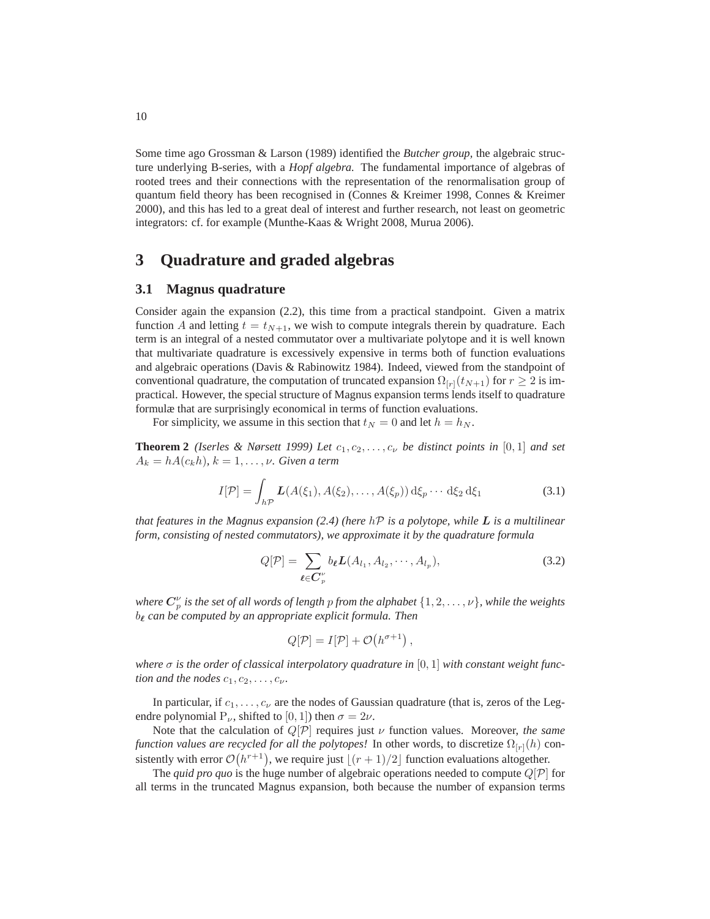Some time ago Grossman & Larson (1989) identified the *Butcher group*, the algebraic structure underlying B-series, with a *Hopf algebra.* The fundamental importance of algebras of rooted trees and their connections with the representation of the renormalisation group of quantum field theory has been recognised in (Connes & Kreimer 1998, Connes & Kreimer 2000), and this has led to a great deal of interest and further research, not least on geometric integrators: cf. for example (Munthe-Kaas & Wright 2008, Murua 2006).

# 3 Quadrature and graded algebras

## 3.1 Magnus quadrature

Consider again the expansion (2.2), this time from a practical standpoint. Given a matrix function $A$ and letting $t = t_{N+1}$, we wish to compute integrals therein by quadrature. Each term is an integral of a nested commutator over a multivariate polytope and it is well known that multivariate quadrature is excessively expensive in terms both of function evaluations and algebraic operations (Davis & Rabinowitz 1984). Indeed, viewed from the standpoint of conventional quadrature, the computation of truncated expansion $\Omega_{[r]}(t_{N+1})$ for $r \geq 2$ is impractical. However, the special structure of Magnus expansion terms lends itself to quadrature formulæ that are surprisingly economical in terms of function evaluations.

For simplicity, we assume in this section that $t_N = 0$ and let $h = h_N$.

**Theorem 2** *(Iserles & Nørsett 1999) Let $c_1, c_2, \ldots, c_\nu$ be distinct points in $[0,1]$ and set $A_k = hA(c_k h)$, $k = 1, \ldots, \nu$. Given a term*

$$I[\mathcal{P}] = \int_{h\mathcal{P}} \boldsymbol{L}(A(\xi_1), A(\xi_2), \ldots, A(\xi_p))\, \mathrm{d}\xi_p \cdots \mathrm{d}\xi_2\, \mathrm{d}\xi_1 \tag{3.1}$$

*that features in the Magnus expansion (2.4) (here $h\mathcal{P}$ is a polytope, while $\boldsymbol{L}$ is a multilinear form, consisting of nested commutators), we approximate it by the quadrature formula*

$$Q[\mathcal{P}] = \sum_{\boldsymbol{\ell} \in \boldsymbol{C}_p^\nu} b_{\boldsymbol{\ell}} \boldsymbol{L}(A_{l_1}, A_{l_2}, \cdots, A_{l_p}), \tag{3.2}$$

*where $\boldsymbol{C}_p^\nu$ is the set of all words of length $p$ from the alphabet $\{1, 2, \ldots, \nu\}$, while the weights $b_{\boldsymbol{\ell}}$ can be computed by an appropriate explicit formula. Then*

$$Q[\mathcal{P}] = I[\mathcal{P}] + \mathcal{O}\big(h^{\sigma+1}\big)\,,$$

*where $\sigma$ is the order of classical interpolatory quadrature in $[0,1]$ with constant weight function and the nodes $c_1, c_2, \ldots, c_\nu$.*

In particular, if $c_1, \ldots, c_\nu$ are the nodes of Gaussian quadrature (that is, zeros of the Legendre polynomial $\mathrm{P}_\nu$, shifted to $[0,1]$) then $\sigma = 2\nu$.

Note that the calculation of $Q[\mathcal{P}]$ requires just $\nu$ function values. Moreover, *the same function values are recycled for all the polytopes!* In other words, to discretize $\Omega_{[r]}(h)$ consistently with error $\mathcal{O}\big(h^{r+1}\big)$, we require just $\lfloor (r+1)/2 \rfloor$ function evaluations altogether.

The *quid pro quo* is the huge number of algebraic operations needed to compute $Q[\mathcal{P}]$ for all terms in the truncated Magnus expansion, both because the number of expansion terms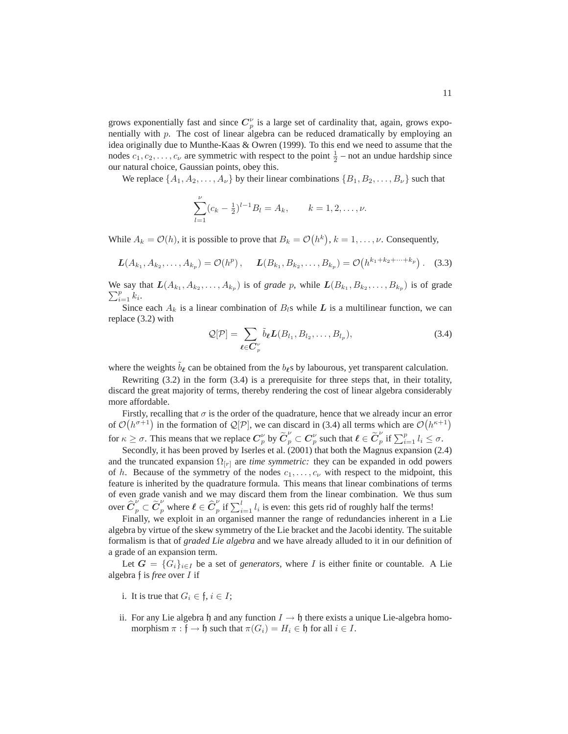grows exponentially fast and since $\boldsymbol{C}_p^\nu$ is a large set of cardinality that, again, grows exponentially with $p$. The cost of linear algebra can be reduced dramatically by employing an idea originally due to Munthe-Kaas & Owren (1999). To this end we need to assume that the nodes $c_1, c_2, \ldots, c_\nu$ are symmetric with respect to the point $\frac{1}{2}$ – not an undue hardship since our natural choice, Gaussian points, obey this.

We replace $\{A_1, A_2, \ldots, A_\nu\}$ by their linear combinations $\{B_1, B_2, \ldots, B_\nu\}$ such that

$$\sum_{l=1}^{\nu} (c_k - \tfrac{1}{2})^{l-1} B_l = A_k, \qquad k = 1, 2, \ldots, \nu.$$

While $A_k = \mathcal{O}(h)$, it is possible to prove that $B_k = \mathcal{O}\big(h^k\big)$, $k = 1, \ldots, \nu$. Consequently,

$$\boldsymbol{L}(A_{k_1}, A_{k_2}, \ldots, A_{k_p}) = \mathcal{O}(h^p), \qquad \boldsymbol{L}(B_{k_1}, B_{k_2}, \ldots, B_{k_p}) = \mathcal{O}\big(h^{k_1+k_2+\cdots+k_p}\big). \quad (3.3)$$

We say that $\boldsymbol{L}(A_{k_1}, A_{k_2}, \ldots, A_{k_p})$ is of *grade* $p$, while $\boldsymbol{L}(B_{k_1}, B_{k_2}, \ldots, B_{k_p})$ is of grade $\sum_{i=1}^p k_i$.

Since each $A_k$ is a linear combination of $B_l$s while $\boldsymbol{L}$ is a multilinear function, we can replace (3.2) with

$$\mathcal{Q}[\mathcal{P}] = \sum_{\boldsymbol{\ell} \in \boldsymbol{C}_p^\nu} \tilde{b}_{\boldsymbol{\ell}} \boldsymbol{L}(B_{l_1}, B_{l_2}, \ldots, B_{l_p}), \quad (3.4)$$

where the weights $\tilde{b}_{\boldsymbol{\ell}}$ can be obtained from the $b_{\boldsymbol{\ell}}$s by labourous, yet transparent calculation.

Rewriting (3.2) in the form (3.4) is a prerequisite for three steps that, in their totality, discard the great majority of terms, thereby rendering the cost of linear algebra considerably more affordable.

Firstly, recalling that $\sigma$ is the order of the quadrature, hence that we already incur an error of $\mathcal{O}\big(h^{\sigma+1}\big)$ in the formation of $\mathcal{Q}[\mathcal{P}]$, we can discard in (3.4) all terms which are $\mathcal{O}\big(h^{\kappa+1}\big)$ for $\kappa \geq \sigma$. This means that we replace $\boldsymbol{C}_p^\nu$ by $\widetilde{\boldsymbol{C}}_p^\nu \subset \boldsymbol{C}_p^\nu$ such that $\boldsymbol{\ell} \in \widetilde{\boldsymbol{C}}_p^\nu$ if $\sum_{i=1}^p l_i \leq \sigma$.

Secondly, it has been proved by Iserles et al. (2001) that both the Magnus expansion (2.4) and the truncated expansion $\Omega_{[r]}$ are *time symmetric:* they can be expanded in odd powers of $h$. Because of the symmetry of the nodes $c_1, \ldots, c_\nu$ with respect to the midpoint, this feature is inherited by the quadrature formula. This means that linear combinations of terms of even grade vanish and we may discard them from the linear combination. We thus sum over $\widehat{\boldsymbol{C}}_p^\nu \subset \widetilde{\boldsymbol{C}}_p^\nu$ where $\boldsymbol{\ell} \in \widehat{\boldsymbol{C}}_p^\nu$ if $\sum_{i=1}^l l_i$ is even: this gets rid of roughly half the terms!

Finally, we exploit in an organised manner the range of redundancies inherent in a Lie algebra by virtue of the skew symmetry of the Lie bracket and the Jacobi identity. The suitable formalism is that of *graded Lie algebra* and we have already alluded to it in our definition of a grade of an expansion term.

Let $\boldsymbol{G} = \{G_i\}_{i \in I}$ be a set of *generators*, where $I$ is either finite or countable. A Lie algebra $\mathfrak{f}$ is *free* over $I$ if

i. It is true that $G_i \in \mathfrak{f}$, $i \in I$;

ii. For any Lie algebra $\mathfrak{h}$ and any function $I \to \mathfrak{h}$ there exists a unique Lie-algebra homomorphism $\pi : \mathfrak{f} \to \mathfrak{h}$ such that $\pi(G_i) = H_i \in \mathfrak{h}$ for all $i \in I$.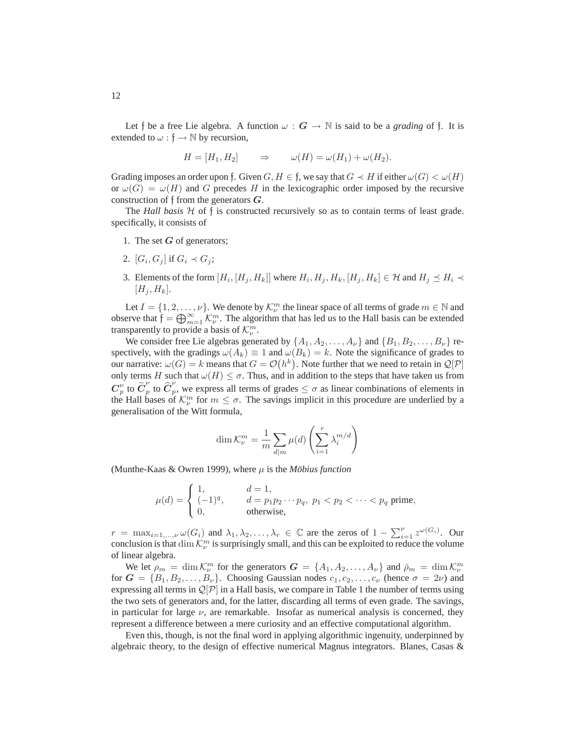Let $\mathfrak{f}$ be a free Lie algebra. A function $\omega : \boldsymbol{G} \to \mathbb{N}$ is said to be a *grading* of $\mathfrak{f}$. It is extended to $\omega : \mathfrak{f} \to \mathbb{N}$ by recursion,

$$H = [H_1, H_2] \qquad \Rightarrow \qquad \omega(H) = \omega(H_1) + \omega(H_2).$$

Grading imposes an order upon $\mathfrak{f}$. Given $G, H \in \mathfrak{f}$, we say that $G \prec H$ if either $\omega(G) < \omega(H)$ or $\omega(G) = \omega(H)$ and $G$ precedes $H$ in the lexicographic order imposed by the recursive construction of $\mathfrak{f}$ from the generators $\boldsymbol{G}$.

The *Hall basis* $\mathcal{H}$ of $\mathfrak{f}$ is constructed recursively so as to contain terms of least grade. specifically, it consists of

1. The set $\boldsymbol{G}$ of generators;
2. $[G_i, G_j]$ if $G_i \prec G_j$;
3. Elements of the form $[H_i, [H_j, H_k]]$ where $H_i, H_j, H_k, [H_j, H_k] \in \mathcal{H}$ and $H_j \preceq H_i \prec [H_j, H_k]$.

Let $I = \{1, 2, \ldots, \nu\}$. We denote by $\mathcal{K}_\nu^m$ the linear space of all terms of grade $m \in \mathbb{N}$ and observe that $\mathfrak{f} = \bigoplus_{m=1}^\infty \mathcal{K}_\nu^m$. The algorithm that has led us to the Hall basis can be extended transparently to provide a basis of $\mathcal{K}_\nu^m$.

We consider free Lie algebras generated by $\{A_1, A_2, \ldots, A_\nu\}$ and $\{B_1, B_2, \ldots, B_\nu\}$ respectively, with the gradings $\omega(A_k) \equiv 1$ and $\omega(B_k) = k$. Note the significance of grades to our narrative: $\omega(G) = k$ means that $G = \mathcal{O}(h^k)$. Note further that we need to retain in $\mathcal{Q}[\mathcal{P}]$ only terms $H$ such that $\omega(H) \leq \sigma$. Thus, and in addition to the steps that have taken us from $\boldsymbol{C}_p^\nu$ to $\widetilde{\boldsymbol{C}}_p^\nu$ to $\widehat{\boldsymbol{C}}_p^\nu$, we express all terms of grades $\leq \sigma$ as linear combinations of elements in the Hall bases of $\mathcal{K}_\nu^m$ for $m \leq \sigma$. The savings implicit in this procedure are underlied by a generalisation of the Witt formula,

$$\dim \mathcal{K}_\nu^m = \frac{1}{m} \sum_{d|m} \mu(d) \left( \sum_{i=1}^r \lambda_i^{m/d} \right)$$

(Munthe-Kaas & Owren 1999), where $\mu$ is the *Möbius function*

$$\mu(d) = \begin{cases} 1, & d = 1, \\ (-1)^q, & d = p_1 p_2 \cdots p_q,\ p_1 < p_2 < \cdots < p_q \text{ prime}, \\ 0, & \text{otherwise}, \end{cases}$$

$r = \max_{i=1,\ldots,\nu} \omega(G_i)$ and $\lambda_1, \lambda_2, \ldots, \lambda_r \in \mathbb{C}$ are the zeros of $1 - \sum_{i=1}^\nu z^{\omega(G_i)}$. Our conclusion is that $\dim \mathcal{K}_\nu^m$ is surprisingly small, and this can be exploited to reduce the volume of linear algebra.

We let $\rho_m = \dim \mathcal{K}_\nu^m$ for the generators $\boldsymbol{G} = \{A_1, A_2, \ldots, A_\nu\}$ and $\bar{\rho}_m = \dim \mathcal{K}_\nu^m$ for $\boldsymbol{G} = \{B_1, B_2, \ldots, B_\nu\}$. Choosing Gaussian nodes $c_1, c_2, \ldots, c_\nu$ (hence $\sigma = 2\nu$) and expressing all terms in $\mathcal{Q}[\mathcal{P}]$ in a Hall basis, we compare in Table 1 the number of terms using the two sets of generators and, for the latter, discarding all terms of even grade. The savings, in particular for large $\nu$, are remarkable. Insofar as numerical analysis is concerned, they represent a difference between a mere curiosity and an effective computational algorithm.

Even this, though, is not the final word in applying algorithmic ingenuity, underpinned by algebraic theory, to the design of effective numerical Magnus integrators. Blanes, Casas &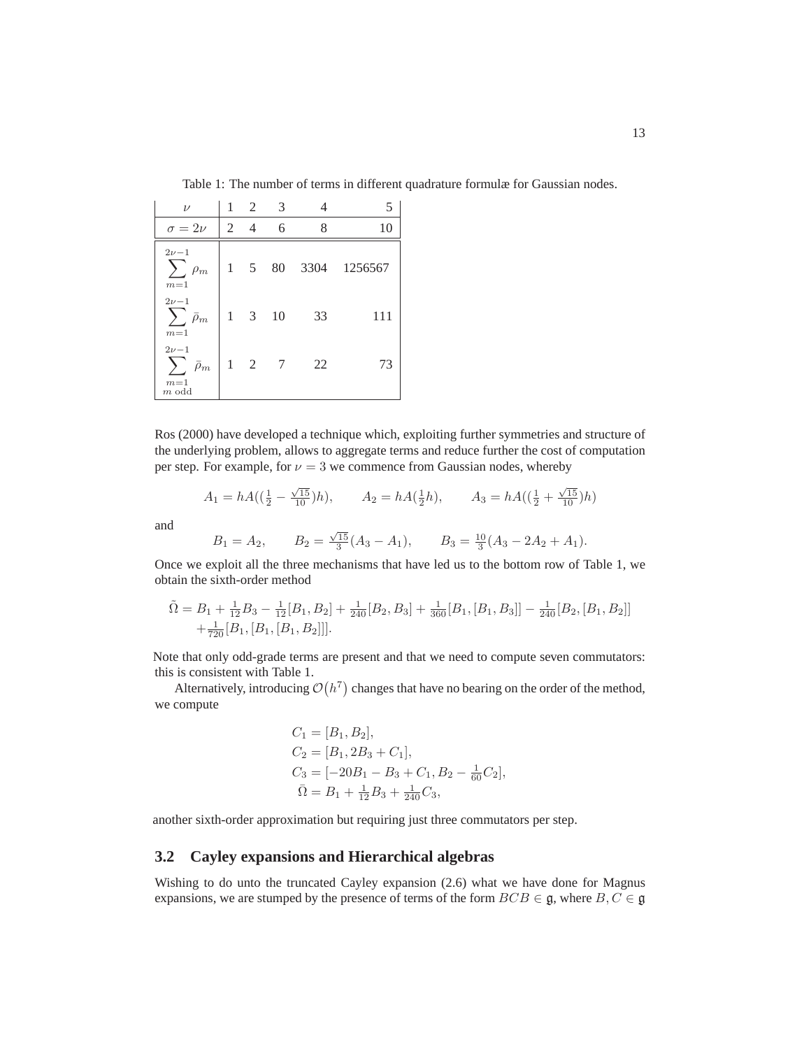Table 1: The number of terms in different quadrature formulæ for Gaussian nodes.

| $\nu$ | 1 | 2 | 3 | 4 | 5 |
|---|---|---|---|---|---|
| $\sigma = 2\nu$ | 2 | 4 | 6 | 8 | 10 |
| $\sum_{m=1}^{2\nu-1} \rho_m$ | 1 | 5 | 80 | 3304 | 1256567 |
| $\sum_{m=1}^{2\nu-1} \bar{\rho}_m$ | 1 | 3 | 10 | 33 | 111 |
| $\sum_{m=1, \, m \text{ odd}}^{2\nu-1} \bar{\rho}_m$ | 1 | 2 | 7 | 22 | 73 |

Ros (2000) have developed a technique which, exploiting further symmetries and structure of the underlying problem, allows to aggregate terms and reduce further the cost of computation per step. For example, for $\nu = 3$ we commence from Gaussian nodes, whereby

$$A_1 = hA((\tfrac{1}{2} - \tfrac{\sqrt{15}}{10})h), \qquad A_2 = hA(\tfrac{1}{2}h), \qquad A_3 = hA((\tfrac{1}{2} + \tfrac{\sqrt{15}}{10})h)$$

and

$$B_1 = A_2, \qquad B_2 = \tfrac{\sqrt{15}}{3}(A_3 - A_1), \qquad B_3 = \tfrac{10}{3}(A_3 - 2A_2 + A_1).$$

Once we exploit all the three mechanisms that have led us to the bottom row of Table 1, we obtain the sixth-order method

$$\begin{aligned}\tilde{\Omega} = {} & B_1 + \tfrac{1}{12}B_3 - \tfrac{1}{12}[B_1, B_2] + \tfrac{1}{240}[B_2, B_3] + \tfrac{1}{360}[B_1, [B_1, B_3]] - \tfrac{1}{240}[B_2, [B_1, B_2]] \\ & + \tfrac{1}{720}[B_1, [B_1, [B_1, B_2]]].\end{aligned}$$

Note that only odd-grade terms are present and that we need to compute seven commutators: this is consistent with Table 1.

Alternatively, introducing $\mathcal{O}(h^7)$ changes that have no bearing on the order of the method, we compute

$$\begin{aligned}C_1 &= [B_1, B_2], \\ C_2 &= [B_1, 2B_3 + C_1], \\ C_3 &= [-20B_1 - B_3 + C_1, B_2 - \tfrac{1}{60}C_2], \\ \bar{\Omega} &= B_1 + \tfrac{1}{12}B_3 + \tfrac{1}{240}C_3,\end{aligned}$$

another sixth-order approximation but requiring just three commutators per step.

## 3.2 Cayley expansions and Hierarchical algebras

Wishing to do unto the truncated Cayley expansion (2.6) what we have done for Magnus expansions, we are stumped by the presence of terms of the form $BCB \in \mathfrak{g}$, where $B, C \in \mathfrak{g}$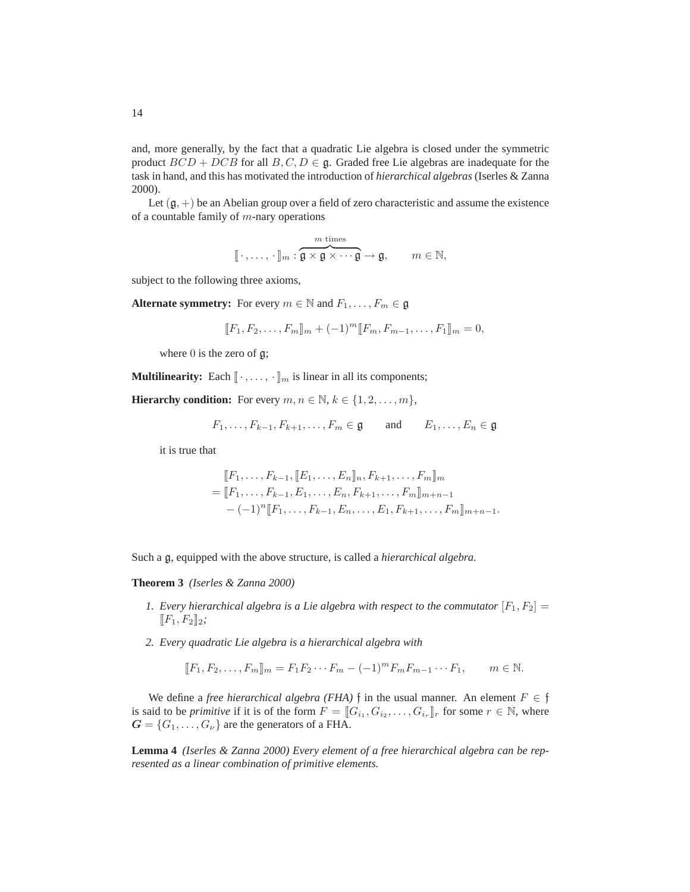and, more generally, by the fact that a quadratic Lie algebra is closed under the symmetric product $BCD + DCB$ for all $B, C, D \in \mathfrak{g}$. Graded free Lie algebras are inadequate for the task in hand, and this has motivated the introduction of *hierarchical algebras* (Iserles & Zanna 2000).

Let $(\mathfrak{g}, +)$ be an Abelian group over a field of zero characteristic and assume the existence of a countable family of $m$-nary operations

$$[\![\,\cdot\,, \ldots, \,\cdot\,]\!]_m : \overbrace{\mathfrak{g} \times \mathfrak{g} \times \cdots \mathfrak{g}}^{m \text{ times}} \to \mathfrak{g}, \qquad m \in \mathbb{N},$$

subject to the following three axioms,

**Alternate symmetry:** For every $m \in \mathbb{N}$ and $F_1, \ldots, F_m \in \mathfrak{g}$

$$[\![F_1, F_2, \ldots, F_m]\!]_m + (-1)^m [\![F_m, F_{m-1}, \ldots, F_1]\!]_m = 0,$$

where $0$ is the zero of $\mathfrak{g}$;

**Multilinearity:** Each $[\![\,\cdot\,, \ldots, \,\cdot\,]\!]_m$ is linear in all its components;

**Hierarchy condition:** For every $m, n \in \mathbb{N}$, $k \in \{1, 2, \ldots, m\}$,

$$F_1, \ldots, F_{k-1}, F_{k+1}, \ldots, F_m \in \mathfrak{g} \qquad \text{and} \qquad E_1, \ldots, E_n \in \mathfrak{g}$$

it is true that

$$\begin{aligned}
&[\![F_1, \ldots, F_{k-1}, [\![E_1, \ldots, E_n]\!]_n, F_{k+1}, \ldots, F_m]\!]_m \\
&= [\![F_1, \ldots, F_{k-1}, E_1, \ldots, E_n, F_{k+1}, \ldots, F_m]\!]_{m+n-1} \\
&\quad - (-1)^n [\![F_1, \ldots, F_{k-1}, E_n, \ldots, E_1, F_{k+1}, \ldots, F_m]\!]_{m+n-1}.
\end{aligned}$$

Such a $\mathfrak{g}$, equipped with the above structure, is called a *hierarchical algebra.*

**Theorem 3** *(Iserles & Zanna 2000)*

1. *Every hierarchical algebra is a Lie algebra with respect to the commutator* $[F_1, F_2] = [\![F_1, F_2]\!]_2$*;*
2. *Every quadratic Lie algebra is a hierarchical algebra with*

$$[\![F_1, F_2, \ldots, F_m]\!]_m = F_1 F_2 \cdots F_m - (-1)^m F_m F_{m-1} \cdots F_1, \qquad m \in \mathbb{N}.$$

We define a *free hierarchical algebra (FHA)* $\mathfrak{f}$ in the usual manner. An element $F \in \mathfrak{f}$ is said to be *primitive* if it is of the form $F = [\![G_{i_1}, G_{i_2}, \ldots, G_{i_r}]\!]_r$ for some $r \in \mathbb{N}$, where $\boldsymbol{G} = \{G_1, \ldots, G_\nu\}$ are the generators of a FHA.

**Lemma 4** *(Iserles & Zanna 2000) Every element of a free hierarchical algebra can be represented as a linear combination of primitive elements.*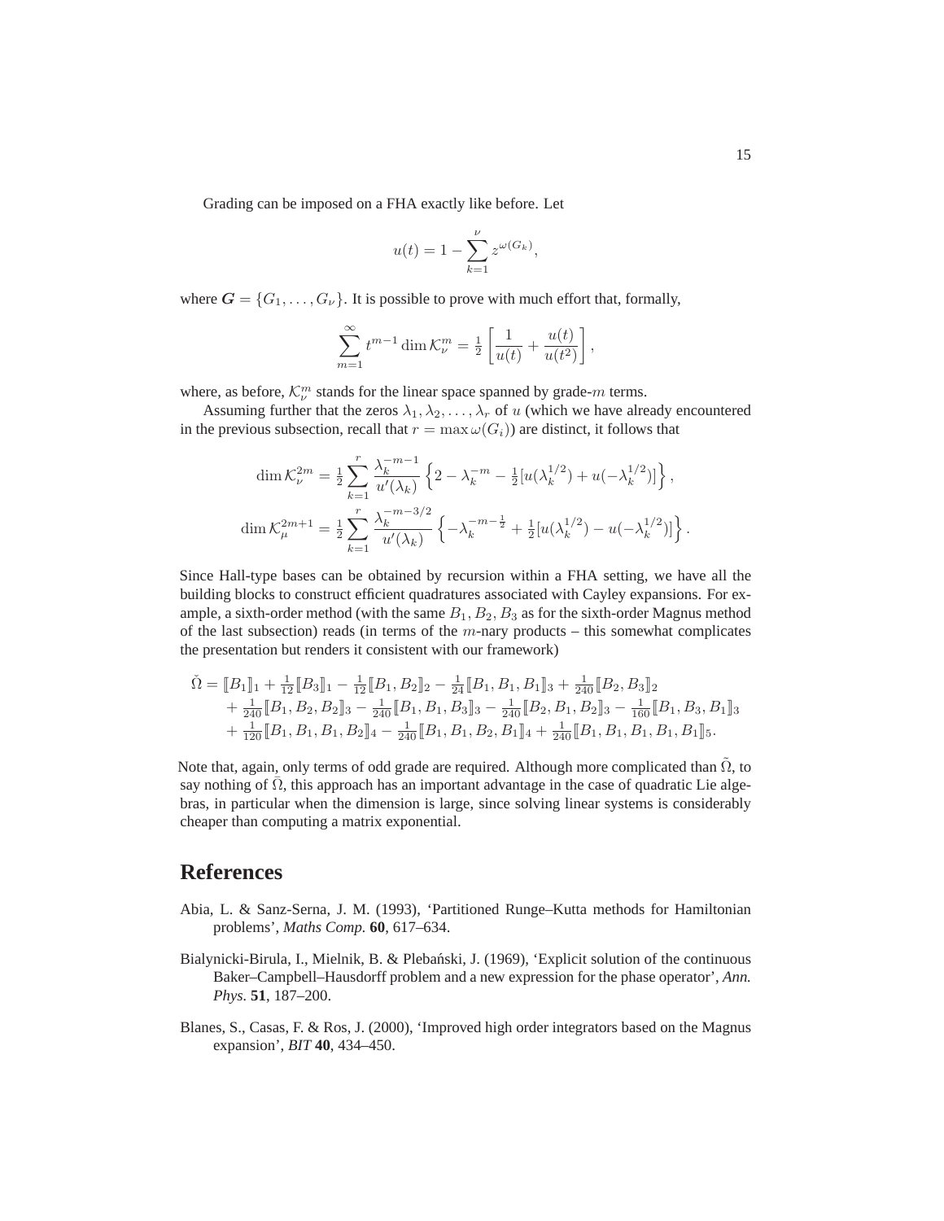Grading can be imposed on a FHA exactly like before. Let

$$u(t) = 1 - \sum_{k=1}^{\nu} z^{\omega(G_k)},$$

where $\boldsymbol{G} = \{G_1, \ldots, G_\nu\}$. It is possible to prove with much effort that, formally,

$$\sum_{m=1}^{\infty} t^{m-1} \dim \mathcal{K}_\nu^m = \tfrac{1}{2}\left[\frac{1}{u(t)} + \frac{u(t)}{u(t^2)}\right],$$

where, as before, $\mathcal{K}_\nu^m$ stands for the linear space spanned by grade-$m$ terms.

Assuming further that the zeros $\lambda_1, \lambda_2, \ldots, \lambda_r$ of $u$ (which we have already encountered in the previous subsection, recall that $r = \max \omega(G_i)$) are distinct, it follows that

$$\begin{aligned}
\dim \mathcal{K}_\nu^{2m} &= \tfrac{1}{2} \sum_{k=1}^{r} \frac{\lambda_k^{-m-1}}{u'(\lambda_k)} \left\{2 - \lambda_k^{-m} - \tfrac{1}{2}[u(\lambda_k^{1/2}) + u(-\lambda_k^{1/2})]\right\}, \\
\dim \mathcal{K}_\mu^{2m+1} &= \tfrac{1}{2} \sum_{k=1}^{r} \frac{\lambda_k^{-m-3/2}}{u'(\lambda_k)} \left\{-\lambda_k^{-m-\frac{1}{2}} + \tfrac{1}{2}[u(\lambda_k^{1/2}) - u(-\lambda_k^{1/2})]\right\}.
\end{aligned}$$

Since Hall-type bases can be obtained by recursion within a FHA setting, we have all the building blocks to construct efficient quadratures associated with Cayley expansions. For example, a sixth-order method (with the same $B_1, B_2, B_3$ as for the sixth-order Magnus method of the last subsection) reads (in terms of the $m$-nary products – this somewhat complicates the presentation but renders it consistent with our framework)

$$\begin{aligned}
\check{\Omega} = {} & [\![B_1]\!]_1 + \tfrac{1}{12}[\![B_3]\!]_1 - \tfrac{1}{12}[\![B_1, B_2]\!]_2 - \tfrac{1}{24}[\![B_1, B_1, B_1]\!]_3 + \tfrac{1}{240}[\![B_2, B_3]\!]_2 \\
& + \tfrac{1}{240}[\![B_1, B_2, B_2]\!]_3 - \tfrac{1}{240}[\![B_1, B_1, B_3]\!]_3 - \tfrac{1}{240}[\![B_2, B_1, B_2]\!]_3 - \tfrac{1}{160}[\![B_1, B_3, B_1]\!]_3 \\
& + \tfrac{1}{120}[\![B_1, B_1, B_1, B_2]\!]_4 - \tfrac{1}{240}[\![B_1, B_1, B_2, B_1]\!]_4 + \tfrac{1}{240}[\![B_1, B_1, B_1, B_1, B_1]\!]_5.
\end{aligned}$$

Note that, again, only terms of odd grade are required. Although more complicated than $\tilde{\Omega}$, to say nothing of $\hat{\Omega}$, this approach has an important advantage in the case of quadratic Lie algebras, in particular when the dimension is large, since solving linear systems is considerably cheaper than computing a matrix exponential.

# References

Abia, L. & Sanz-Serna, J. M. (1993), 'Partitioned Runge–Kutta methods for Hamiltonian problems', *Maths Comp.* **60**, 617–634.

Bialynicki-Birula, I., Mielnik, B. & Plebański, J. (1969), 'Explicit solution of the continuous Baker–Campbell–Hausdorff problem and a new expression for the phase operator', *Ann. Phys.* **51**, 187–200.

Blanes, S., Casas, F. & Ros, J. (2000), 'Improved high order integrators based on the Magnus expansion', *BIT* **40**, 434–450.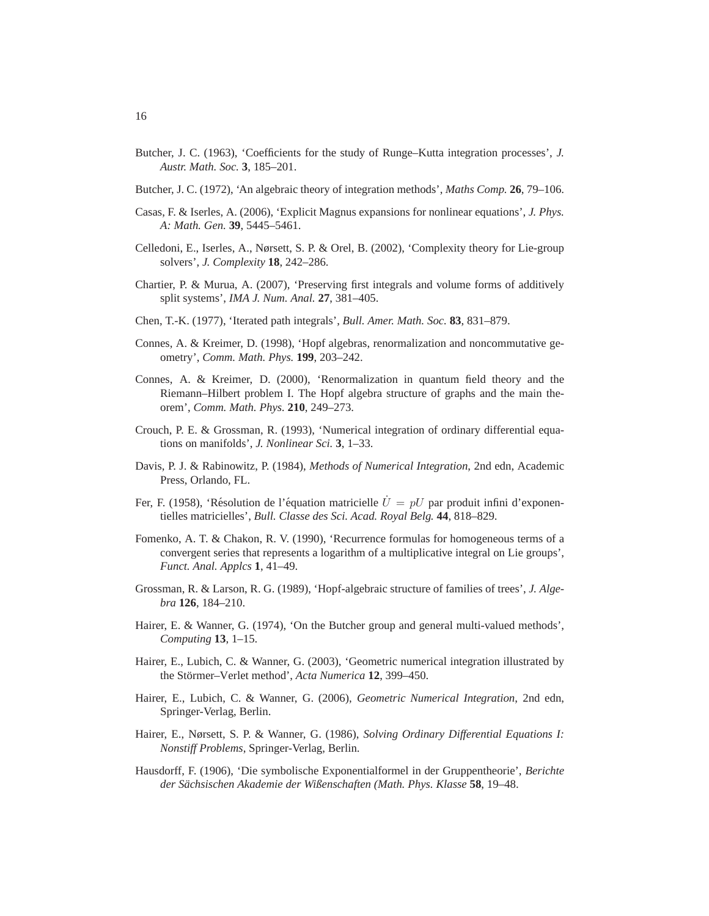Butcher, J. C. (1963), ‘Coefficients for the study of Runge–Kutta integration processes’, *J. Austr. Math. Soc.* **3**, 185–201.

Butcher, J. C. (1972), ‘An algebraic theory of integration methods’, *Maths Comp.* **26**, 79–106.

Casas, F. & Iserles, A. (2006), ‘Explicit Magnus expansions for nonlinear equations’, *J. Phys. A: Math. Gen.* **39**, 5445–5461.

Celledoni, E., Iserles, A., Nørsett, S. P. & Orel, B. (2002), ‘Complexity theory for Lie-group solvers’, *J. Complexity* **18**, 242–286.

Chartier, P. & Murua, A. (2007), ‘Preserving first integrals and volume forms of additively split systems’, *IMA J. Num. Anal.* **27**, 381–405.

Chen, T.-K. (1977), ‘Iterated path integrals’, *Bull. Amer. Math. Soc.* **83**, 831–879.

Connes, A. & Kreimer, D. (1998), ‘Hopf algebras, renormalization and noncommutative geometry’, *Comm. Math. Phys.* **199**, 203–242.

Connes, A. & Kreimer, D. (2000), ‘Renormalization in quantum field theory and the Riemann–Hilbert problem I. The Hopf algebra structure of graphs and the main theorem’, *Comm. Math. Phys.* **210**, 249–273.

Crouch, P. E. & Grossman, R. (1993), ‘Numerical integration of ordinary differential equations on manifolds’, *J. Nonlinear Sci.* **3**, 1–33.

Davis, P. J. & Rabinowitz, P. (1984), *Methods of Numerical Integration*, 2nd edn, Academic Press, Orlando, FL.

Fer, F. (1958), ‘Résolution de l’équation matricielle $\dot{U} = pU$ par produit infini d’exponentielles matricielles’, *Bull. Classe des Sci. Acad. Royal Belg.* **44**, 818–829.

Fomenko, A. T. & Chakon, R. V. (1990), ‘Recurrence formulas for homogeneous terms of a convergent series that represents a logarithm of a multiplicative integral on Lie groups’, *Funct. Anal. Applcs* **1**, 41–49.

Grossman, R. & Larson, R. G. (1989), ‘Hopf-algebraic structure of families of trees’, *J. Algebra* **126**, 184–210.

Hairer, E. & Wanner, G. (1974), ‘On the Butcher group and general multi-valued methods’, *Computing* **13**, 1–15.

Hairer, E., Lubich, C. & Wanner, G. (2003), ‘Geometric numerical integration illustrated by the Störmer–Verlet method’, *Acta Numerica* **12**, 399–450.

Hairer, E., Lubich, C. & Wanner, G. (2006), *Geometric Numerical Integration*, 2nd edn, Springer-Verlag, Berlin.

Hairer, E., Nørsett, S. P. & Wanner, G. (1986), *Solving Ordinary Differential Equations I: Nonstiff Problems*, Springer-Verlag, Berlin.

Hausdorff, F. (1906), ‘Die symbolische Exponentialformel in der Gruppentheorie’, *Berichte der Sächsischen Akademie der Wißenschaften (Math. Phys. Klasse* **58**, 19–48.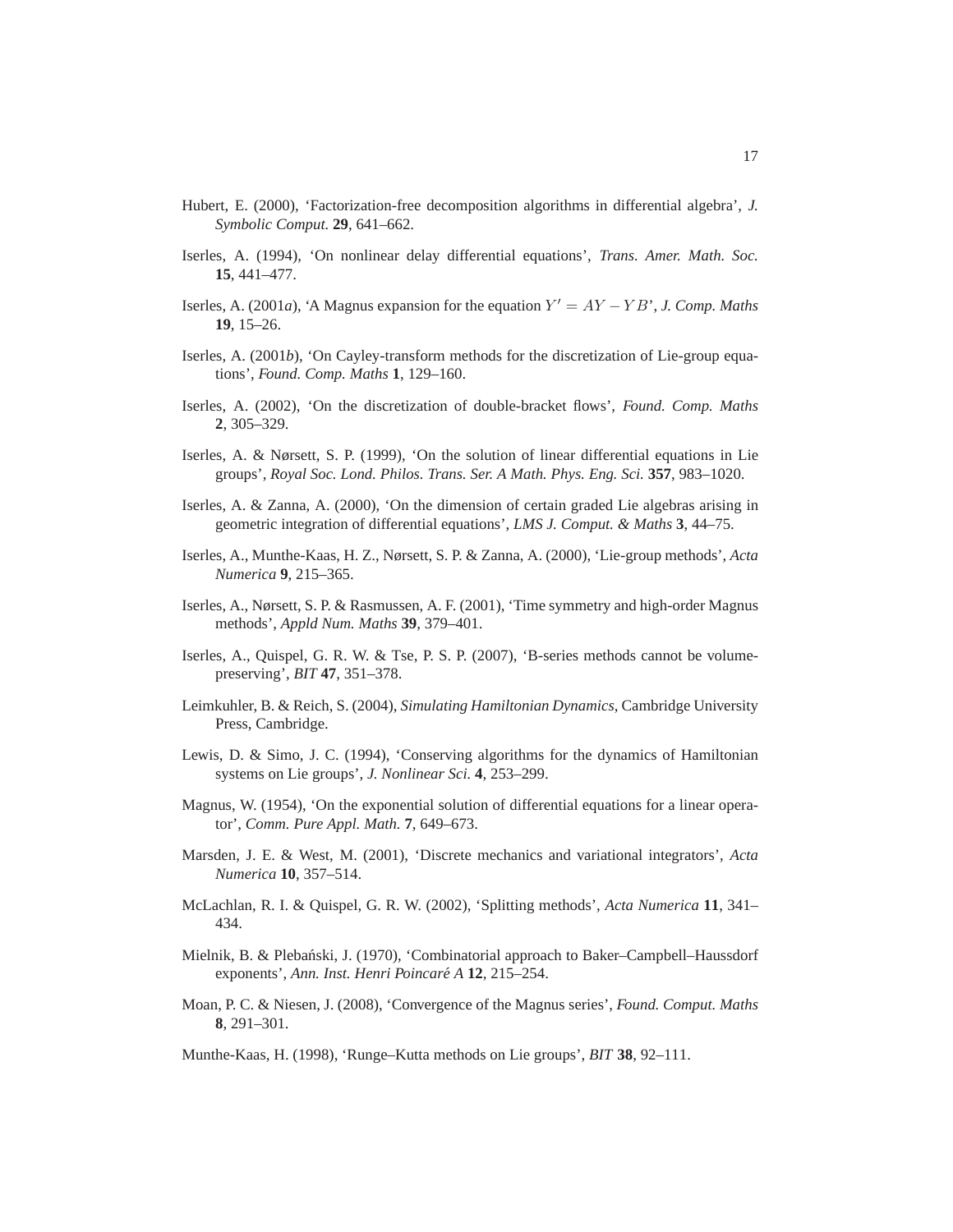Hubert, E. (2000), 'Factorization-free decomposition algorithms in differential algebra', *J. Symbolic Comput.* **29**, 641–662.

Iserles, A. (1994), 'On nonlinear delay differential equations', *Trans. Amer. Math. Soc.* **15**, 441–477.

Iserles, A. (2001*a*), 'A Magnus expansion for the equation $Y' = AY - YB$', *J. Comp. Maths* **19**, 15–26.

Iserles, A. (2001*b*), 'On Cayley-transform methods for the discretization of Lie-group equations', *Found. Comp. Maths* **1**, 129–160.

Iserles, A. (2002), 'On the discretization of double-bracket flows', *Found. Comp. Maths* **2**, 305–329.

Iserles, A. & Nørsett, S. P. (1999), 'On the solution of linear differential equations in Lie groups', *Royal Soc. Lond. Philos. Trans. Ser. A Math. Phys. Eng. Sci.* **357**, 983–1020.

Iserles, A. & Zanna, A. (2000), 'On the dimension of certain graded Lie algebras arising in geometric integration of differential equations', *LMS J. Comput. & Maths* **3**, 44–75.

Iserles, A., Munthe-Kaas, H. Z., Nørsett, S. P. & Zanna, A. (2000), 'Lie-group methods', *Acta Numerica* **9**, 215–365.

Iserles, A., Nørsett, S. P. & Rasmussen, A. F. (2001), 'Time symmetry and high-order Magnus methods', *Appld Num. Maths* **39**, 379–401.

Iserles, A., Quispel, G. R. W. & Tse, P. S. P. (2007), 'B-series methods cannot be volume-preserving', *BIT* **47**, 351–378.

Leimkuhler, B. & Reich, S. (2004), *Simulating Hamiltonian Dynamics*, Cambridge University Press, Cambridge.

Lewis, D. & Simo, J. C. (1994), 'Conserving algorithms for the dynamics of Hamiltonian systems on Lie groups', *J. Nonlinear Sci.* **4**, 253–299.

Magnus, W. (1954), 'On the exponential solution of differential equations for a linear operator', *Comm. Pure Appl. Math.* **7**, 649–673.

Marsden, J. E. & West, M. (2001), 'Discrete mechanics and variational integrators', *Acta Numerica* **10**, 357–514.

McLachlan, R. I. & Quispel, G. R. W. (2002), 'Splitting methods', *Acta Numerica* **11**, 341–434.

Mielnik, B. & Plebański, J. (1970), 'Combinatorial approach to Baker–Campbell–Haussdorf exponents', *Ann. Inst. Henri Poincaré A* **12**, 215–254.

Moan, P. C. & Niesen, J. (2008), 'Convergence of the Magnus series', *Found. Comput. Maths* **8**, 291–301.

Munthe-Kaas, H. (1998), 'Runge–Kutta methods on Lie groups', *BIT* **38**, 92–111.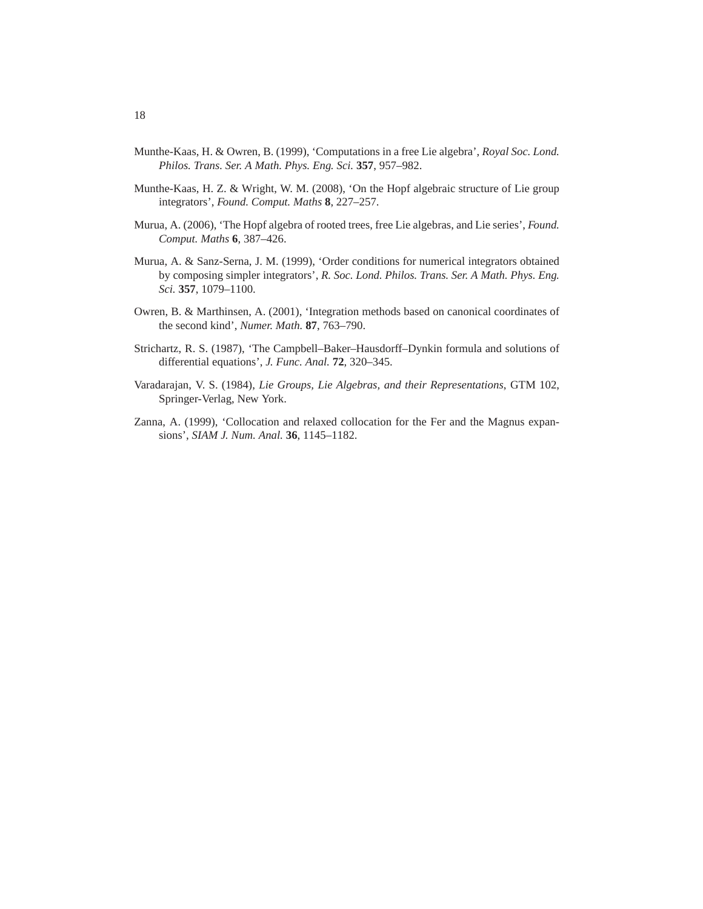Munthe-Kaas, H. & Owren, B. (1999), 'Computations in a free Lie algebra', *Royal Soc. Lond. Philos. Trans. Ser. A Math. Phys. Eng. Sci.* **357**, 957–982.

Munthe-Kaas, H. Z. & Wright, W. M. (2008), 'On the Hopf algebraic structure of Lie group integrators', *Found. Comput. Maths* **8**, 227–257.

Murua, A. (2006), 'The Hopf algebra of rooted trees, free Lie algebras, and Lie series', *Found. Comput. Maths* **6**, 387–426.

Murua, A. & Sanz-Serna, J. M. (1999), 'Order conditions for numerical integrators obtained by composing simpler integrators', *R. Soc. Lond. Philos. Trans. Ser. A Math. Phys. Eng. Sci.* **357**, 1079–1100.

Owren, B. & Marthinsen, A. (2001), 'Integration methods based on canonical coordinates of the second kind', *Numer. Math.* **87**, 763–790.

Strichartz, R. S. (1987), 'The Campbell–Baker–Hausdorff–Dynkin formula and solutions of differential equations', *J. Func. Anal.* **72**, 320–345.

Varadarajan, V. S. (1984), *Lie Groups, Lie Algebras, and their Representations*, GTM 102, Springer-Verlag, New York.

Zanna, A. (1999), 'Collocation and relaxed collocation for the Fer and the Magnus expansions', *SIAM J. Num. Anal.* **36**, 1145–1182.